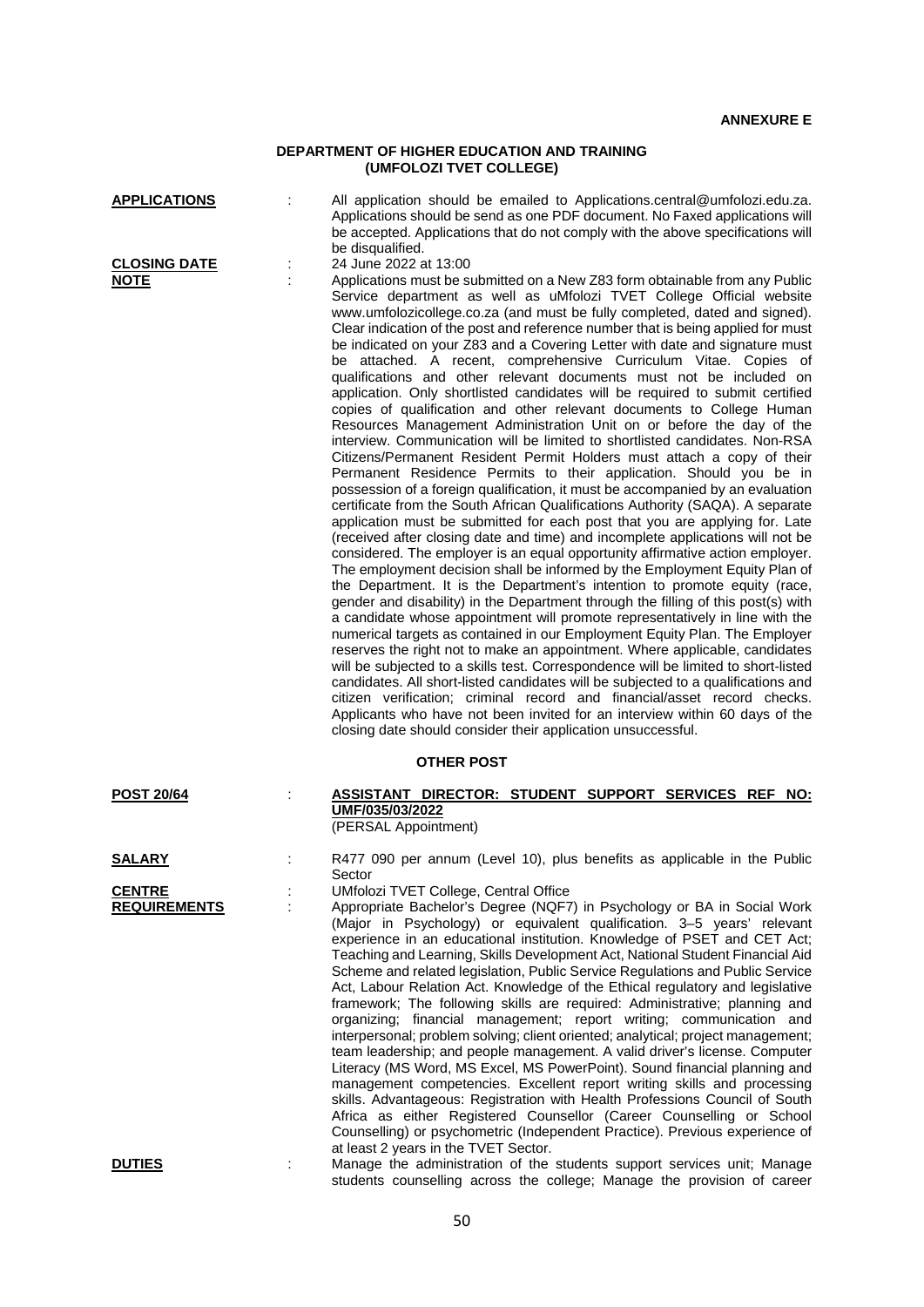**ANNEXURE E**

## DEPARTMENT OF HIGHER EDUCATION AND TRAINING (UMFOLOZI TVET COLLEGE)

**APPLICATIONS** : All application should be emailed to Applications.central@umfolozi.edu.za. Applications should be send as one PDF document. No Faxed applications will be accepted. Applications that do not comply with the above specifications will be disqualified.

**CLOSING DATE** : 24 June 2022 at 13:00

**NOTE** : Applications must be submitted on a New Z83 form obtainable from any Public Service department as well as uMfolozi TVET College Official website www.umfolozicollege.co.za (and must be fully completed, dated and signed). Clear indication of the post and reference number that is being applied for must be indicated on your Z83 and a Covering Letter with date and signature must be attached. A recent, comprehensive Curriculum Vitae. Copies of qualifications and other relevant documents must not be included on application. Only shortlisted candidates will be required to submit certified copies of qualification and other relevant documents to College Human Resources Management Administration Unit on or before the day of the interview. Communication will be limited to shortlisted candidates. Non-RSA Citizens/Permanent Resident Permit Holders must attach a copy of their Permanent Residence Permits to their application. Should you be in possession of a foreign qualification, it must be accompanied by an evaluation certificate from the South African Qualifications Authority (SAQA). A separate application must be submitted for each post that you are applying for. Late (received after closing date and time) and incomplete applications will not be considered. The employer is an equal opportunity affirmative action employer. The employment decision shall be informed by the Employment Equity Plan of the Department. It is the Department's intention to promote equity (race, gender and disability) in the Department through the filling of this post(s) with a candidate whose appointment will promote representatively in line with the numerical targets as contained in our Employment Equity Plan. The Employer reserves the right not to make an appointment. Where applicable, candidates will be subjected to a skills test. Correspondence will be limited to short-listed candidates. All short-listed candidates will be subjected to a qualifications and citizen verification; criminal record and financial/asset record checks. Applicants who have not been invited for an interview within 60 days of the closing date should consider their application unsuccessful.

### OTHER POST

**POST 20/64** : **ASSISTANT DIRECTOR: STUDENT SUPPORT SERVICES REF NO: UMF/035/03/2022**
(PERSAL Appointment)

**SALARY** : R477 090 per annum (Level 10), plus benefits as applicable in the Public Sector

**CENTRE** : UMfolozi TVET College, Central Office

**REQUIREMENTS** : Appropriate Bachelor's Degree (NQF7) in Psychology or BA in Social Work (Major in Psychology) or equivalent qualification. 3–5 years' relevant experience in an educational institution. Knowledge of PSET and CET Act; Teaching and Learning, Skills Development Act, National Student Financial Aid Scheme and related legislation, Public Service Regulations and Public Service Act, Labour Relation Act. Knowledge of the Ethical regulatory and legislative framework; The following skills are required: Administrative; planning and organizing; financial management; report writing; communication and interpersonal; problem solving; client oriented; analytical; project management; team leadership; and people management. A valid driver's license. Computer Literacy (MS Word, MS Excel, MS PowerPoint). Sound financial planning and management competencies. Excellent report writing skills and processing skills. Advantageous: Registration with Health Professions Council of South Africa as either Registered Counsellor (Career Counselling or School Counselling) or psychometric (Independent Practice). Previous experience of at least 2 years in the TVET Sector.

**DUTIES** : Manage the administration of the students support services unit; Manage students counselling across the college; Manage the provision of career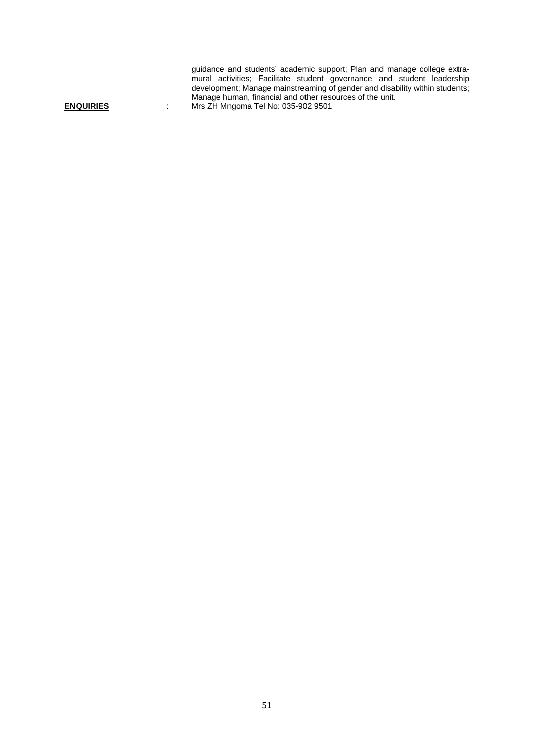guidance and students' academic support; Plan and manage college extra-mural activities; Facilitate student governance and student leadership development; Manage mainstreaming of gender and disability within students; Manage human, financial and other resources of the unit.

**ENQUIRIES** : Mrs ZH Mngoma Tel No: 035-902 9501